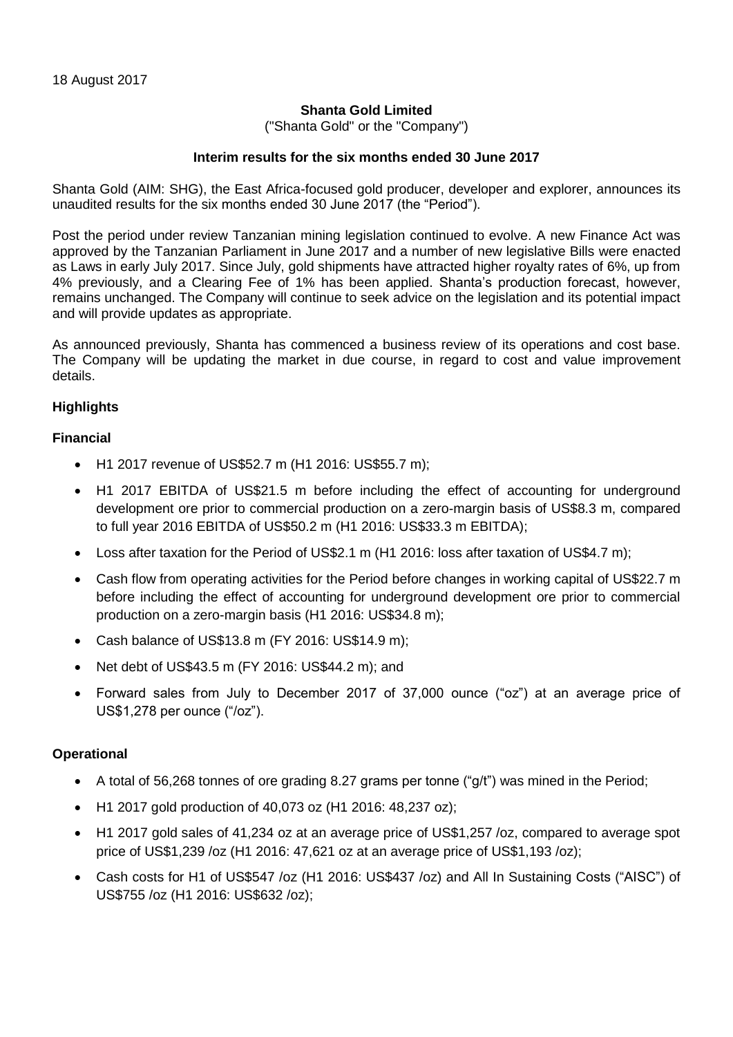18 August 2017

**Shanta Gold Limited**

("Shanta Gold" or the "Company")

**Interim results for the six months ended 30 June 2017**

Shanta Gold (AIM: SHG), the East Africa-focused gold producer, developer and explorer, announces its unaudited results for the six months ended 30 June 2017 (the "Period").

Post the period under review Tanzanian mining legislation continued to evolve. A new Finance Act was approved by the Tanzanian Parliament in June 2017 and a number of new legislative Bills were enacted as Laws in early July 2017. Since July, gold shipments have attracted higher royalty rates of 6%, up from 4% previously, and a Clearing Fee of 1% has been applied. Shanta's production forecast, however, remains unchanged. The Company will continue to seek advice on the legislation and its potential impact and will provide updates as appropriate.

As announced previously, Shanta has commenced a business review of its operations and cost base. The Company will be updating the market in due course, in regard to cost and value improvement details.

**Highlights**

**Financial**

- H1 2017 revenue of US$52.7 m (H1 2016: US$55.7 m);
- H1 2017 EBITDA of US$21.5 m before including the effect of accounting for underground development ore prior to commercial production on a zero-margin basis of US$8.3 m, compared to full year 2016 EBITDA of US$50.2 m (H1 2016: US$33.3 m EBITDA);
- Loss after taxation for the Period of US$2.1 m (H1 2016: loss after taxation of US$4.7 m);
- Cash flow from operating activities for the Period before changes in working capital of US$22.7 m before including the effect of accounting for underground development ore prior to commercial production on a zero-margin basis (H1 2016: US$34.8 m);
- Cash balance of US$13.8 m (FY 2016: US$14.9 m);
- Net debt of US$43.5 m (FY 2016: US$44.2 m); and
- Forward sales from July to December 2017 of 37,000 ounce ("oz") at an average price of US$1,278 per ounce ("/oz").

**Operational**

- A total of 56,268 tonnes of ore grading 8.27 grams per tonne ("g/t") was mined in the Period;
- H1 2017 gold production of 40,073 oz (H1 2016: 48,237 oz);
- H1 2017 gold sales of 41,234 oz at an average price of US$1,257 /oz, compared to average spot price of US$1,239 /oz (H1 2016: 47,621 oz at an average price of US$1,193 /oz);
- Cash costs for H1 of US$547 /oz (H1 2016: US$437 /oz) and All In Sustaining Costs ("AISC") of US$755 /oz (H1 2016: US$632 /oz);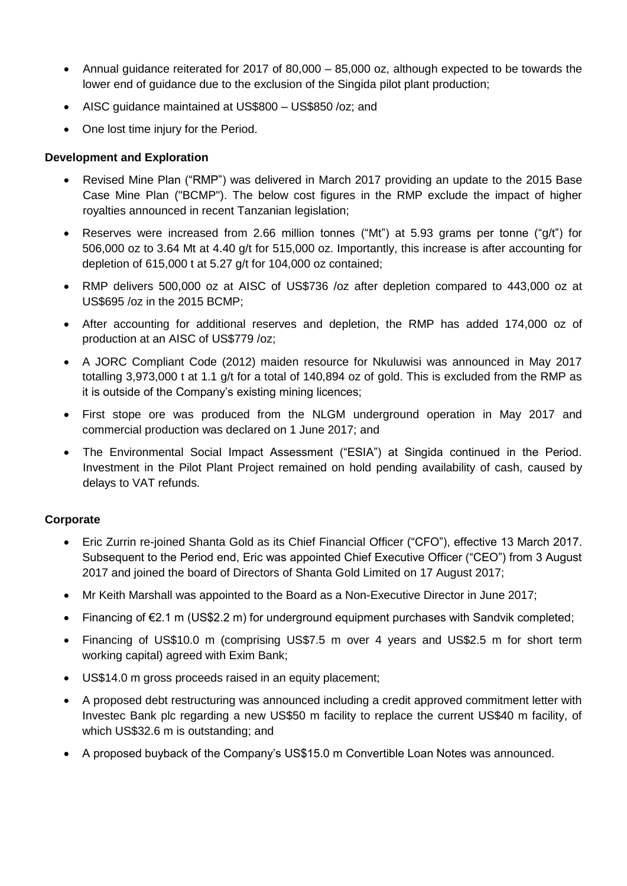- Annual guidance reiterated for 2017 of 80,000 – 85,000 oz, although expected to be towards the lower end of guidance due to the exclusion of the Singida pilot plant production;
- AISC guidance maintained at US$800 – US$850 /oz; and
- One lost time injury for the Period.

**Development and Exploration**

- Revised Mine Plan ("RMP") was delivered in March 2017 providing an update to the 2015 Base Case Mine Plan ("BCMP"). The below cost figures in the RMP exclude the impact of higher royalties announced in recent Tanzanian legislation;
- Reserves were increased from 2.66 million tonnes ("Mt") at 5.93 grams per tonne ("g/t") for 506,000 oz to 3.64 Mt at 4.40 g/t for 515,000 oz. Importantly, this increase is after accounting for depletion of 615,000 t at 5.27 g/t for 104,000 oz contained;
- RMP delivers 500,000 oz at AISC of US$736 /oz after depletion compared to 443,000 oz at US$695 /oz in the 2015 BCMP;
- After accounting for additional reserves and depletion, the RMP has added 174,000 oz of production at an AISC of US$779 /oz;
- A JORC Compliant Code (2012) maiden resource for Nkuluwisi was announced in May 2017 totalling 3,973,000 t at 1.1 g/t for a total of 140,894 oz of gold. This is excluded from the RMP as it is outside of the Company's existing mining licences;
- First stope ore was produced from the NLGM underground operation in May 2017 and commercial production was declared on 1 June 2017; and
- The Environmental Social Impact Assessment ("ESIA") at Singida continued in the Period. Investment in the Pilot Plant Project remained on hold pending availability of cash, caused by delays to VAT refunds.

**Corporate**

- Eric Zurrin re-joined Shanta Gold as its Chief Financial Officer ("CFO"), effective 13 March 2017. Subsequent to the Period end, Eric was appointed Chief Executive Officer ("CEO") from 3 August 2017 and joined the board of Directors of Shanta Gold Limited on 17 August 2017;
- Mr Keith Marshall was appointed to the Board as a Non-Executive Director in June 2017;
- Financing of €2.1 m (US$2.2 m) for underground equipment purchases with Sandvik completed;
- Financing of US$10.0 m (comprising US$7.5 m over 4 years and US$2.5 m for short term working capital) agreed with Exim Bank;
- US$14.0 m gross proceeds raised in an equity placement;
- A proposed debt restructuring was announced including a credit approved commitment letter with Investec Bank plc regarding a new US$50 m facility to replace the current US$40 m facility, of which US$32.6 m is outstanding; and
- A proposed buyback of the Company's US$15.0 m Convertible Loan Notes was announced.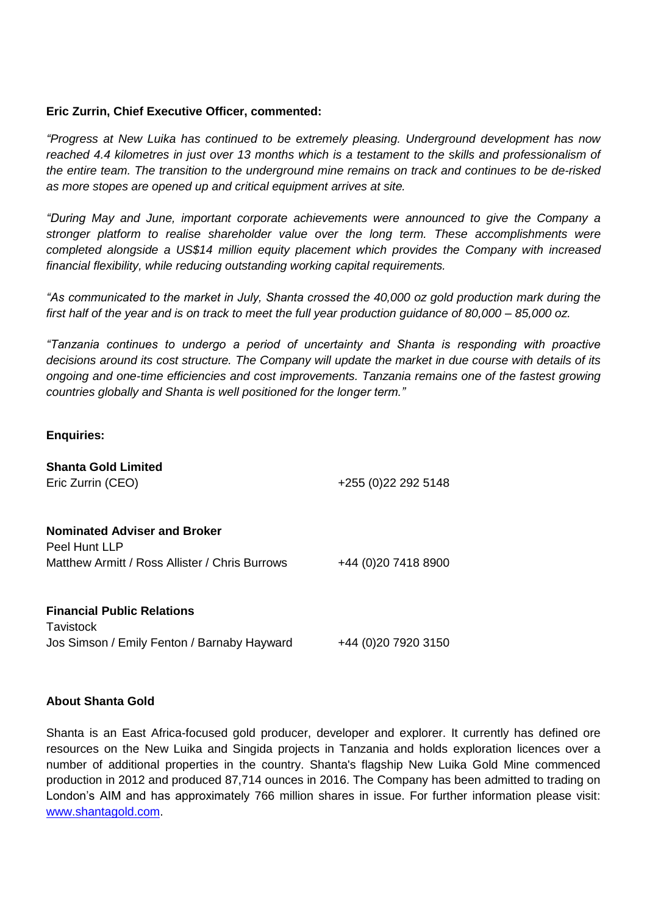**Eric Zurrin, Chief Executive Officer, commented:**

*"Progress at New Luika has continued to be extremely pleasing. Underground development has now reached 4.4 kilometres in just over 13 months which is a testament to the skills and professionalism of the entire team. The transition to the underground mine remains on track and continues to be de-risked as more stopes are opened up and critical equipment arrives at site.*

*"During May and June, important corporate achievements were announced to give the Company a stronger platform to realise shareholder value over the long term. These accomplishments were completed alongside a US$14 million equity placement which provides the Company with increased financial flexibility, while reducing outstanding working capital requirements.*

*"As communicated to the market in July, Shanta crossed the 40,000 oz gold production mark during the first half of the year and is on track to meet the full year production guidance of 80,000 – 85,000 oz.*

*"Tanzania continues to undergo a period of uncertainty and Shanta is responding with proactive decisions around its cost structure. The Company will update the market in due course with details of its ongoing and one-time efficiencies and cost improvements. Tanzania remains one of the fastest growing countries globally and Shanta is well positioned for the longer term."*

**Enquiries:**

**Shanta Gold Limited**
Eric Zurrin (CEO) +255 (0)22 292 5148

**Nominated Adviser and Broker**
Peel Hunt LLP
Matthew Armitt / Ross Allister / Chris Burrows +44 (0)20 7418 8900

**Financial Public Relations**
Tavistock
Jos Simson / Emily Fenton / Barnaby Hayward +44 (0)20 7920 3150

**About Shanta Gold**

Shanta is an East Africa-focused gold producer, developer and explorer. It currently has defined ore resources on the New Luika and Singida projects in Tanzania and holds exploration licences over a number of additional properties in the country. Shanta's flagship New Luika Gold Mine commenced production in 2012 and produced 87,714 ounces in 2016. The Company has been admitted to trading on London's AIM and has approximately 766 million shares in issue. For further information please visit: www.shantagold.com.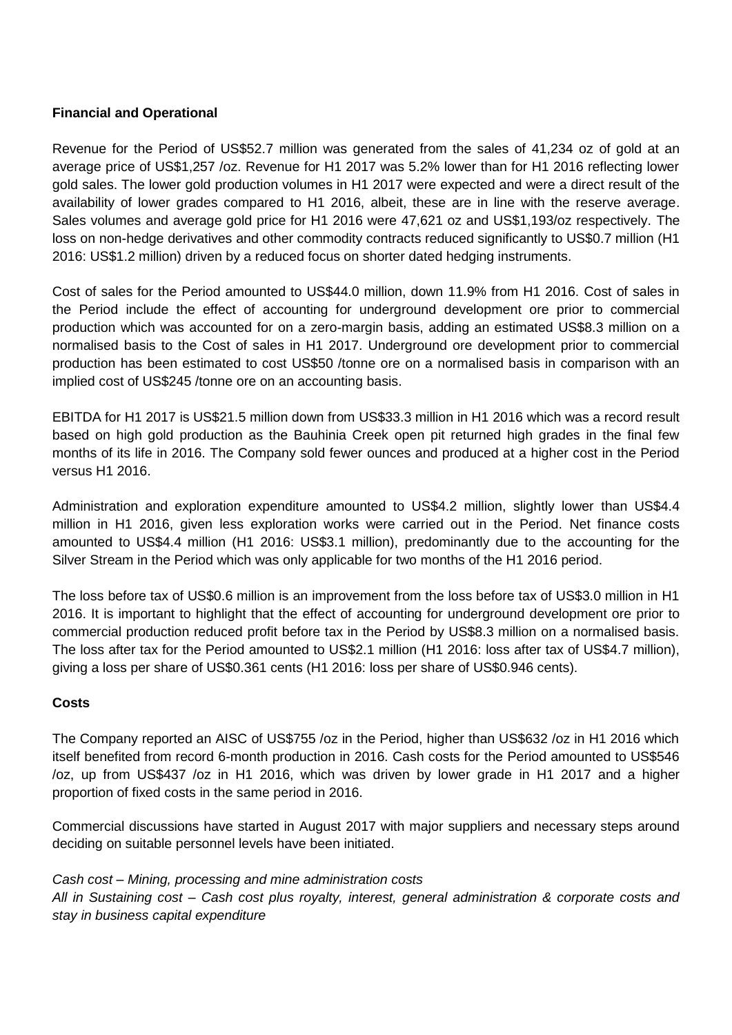**Financial and Operational**

Revenue for the Period of US$52.7 million was generated from the sales of 41,234 oz of gold at an average price of US$1,257 /oz. Revenue for H1 2017 was 5.2% lower than for H1 2016 reflecting lower gold sales. The lower gold production volumes in H1 2017 were expected and were a direct result of the availability of lower grades compared to H1 2016, albeit, these are in line with the reserve average. Sales volumes and average gold price for H1 2016 were 47,621 oz and US$1,193/oz respectively. The loss on non-hedge derivatives and other commodity contracts reduced significantly to US$0.7 million (H1 2016: US$1.2 million) driven by a reduced focus on shorter dated hedging instruments.

Cost of sales for the Period amounted to US$44.0 million, down 11.9% from H1 2016. Cost of sales in the Period include the effect of accounting for underground development ore prior to commercial production which was accounted for on a zero-margin basis, adding an estimated US$8.3 million on a normalised basis to the Cost of sales in H1 2017. Underground ore development prior to commercial production has been estimated to cost US$50 /tonne ore on a normalised basis in comparison with an implied cost of US$245 /tonne ore on an accounting basis.

EBITDA for H1 2017 is US$21.5 million down from US$33.3 million in H1 2016 which was a record result based on high gold production as the Bauhinia Creek open pit returned high grades in the final few months of its life in 2016. The Company sold fewer ounces and produced at a higher cost in the Period versus H1 2016.

Administration and exploration expenditure amounted to US$4.2 million, slightly lower than US$4.4 million in H1 2016, given less exploration works were carried out in the Period. Net finance costs amounted to US$4.4 million (H1 2016: US$3.1 million), predominantly due to the accounting for the Silver Stream in the Period which was only applicable for two months of the H1 2016 period.

The loss before tax of US$0.6 million is an improvement from the loss before tax of US$3.0 million in H1 2016. It is important to highlight that the effect of accounting for underground development ore prior to commercial production reduced profit before tax in the Period by US$8.3 million on a normalised basis. The loss after tax for the Period amounted to US$2.1 million (H1 2016: loss after tax of US$4.7 million), giving a loss per share of US$0.361 cents (H1 2016: loss per share of US$0.946 cents).

**Costs**

The Company reported an AISC of US$755 /oz in the Period, higher than US$632 /oz in H1 2016 which itself benefited from record 6-month production in 2016. Cash costs for the Period amounted to US$546 /oz, up from US$437 /oz in H1 2016, which was driven by lower grade in H1 2017 and a higher proportion of fixed costs in the same period in 2016.

Commercial discussions have started in August 2017 with major suppliers and necessary steps around deciding on suitable personnel levels have been initiated.

*Cash cost – Mining, processing and mine administration costs*
*All in Sustaining cost – Cash cost plus royalty, interest, general administration & corporate costs and stay in business capital expenditure*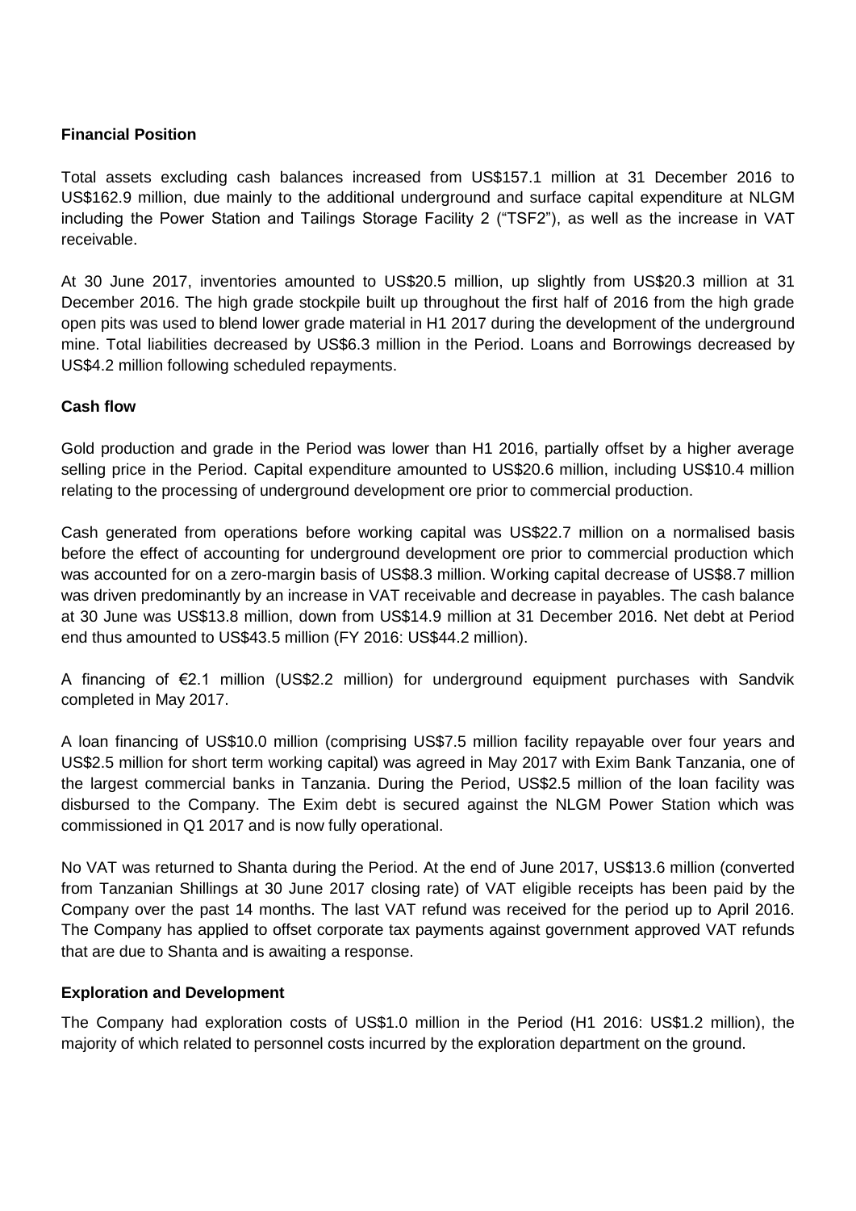**Financial Position**

Total assets excluding cash balances increased from US$157.1 million at 31 December 2016 to US$162.9 million, due mainly to the additional underground and surface capital expenditure at NLGM including the Power Station and Tailings Storage Facility 2 ("TSF2"), as well as the increase in VAT receivable.

At 30 June 2017, inventories amounted to US$20.5 million, up slightly from US$20.3 million at 31 December 2016. The high grade stockpile built up throughout the first half of 2016 from the high grade open pits was used to blend lower grade material in H1 2017 during the development of the underground mine. Total liabilities decreased by US$6.3 million in the Period. Loans and Borrowings decreased by US$4.2 million following scheduled repayments.

**Cash flow**

Gold production and grade in the Period was lower than H1 2016, partially offset by a higher average selling price in the Period. Capital expenditure amounted to US$20.6 million, including US$10.4 million relating to the processing of underground development ore prior to commercial production.

Cash generated from operations before working capital was US$22.7 million on a normalised basis before the effect of accounting for underground development ore prior to commercial production which was accounted for on a zero-margin basis of US$8.3 million. Working capital decrease of US$8.7 million was driven predominantly by an increase in VAT receivable and decrease in payables. The cash balance at 30 June was US$13.8 million, down from US$14.9 million at 31 December 2016. Net debt at Period end thus amounted to US$43.5 million (FY 2016: US$44.2 million).

A financing of €2.1 million (US$2.2 million) for underground equipment purchases with Sandvik completed in May 2017.

A loan financing of US$10.0 million (comprising US$7.5 million facility repayable over four years and US$2.5 million for short term working capital) was agreed in May 2017 with Exim Bank Tanzania, one of the largest commercial banks in Tanzania. During the Period, US$2.5 million of the loan facility was disbursed to the Company. The Exim debt is secured against the NLGM Power Station which was commissioned in Q1 2017 and is now fully operational.

No VAT was returned to Shanta during the Period. At the end of June 2017, US$13.6 million (converted from Tanzanian Shillings at 30 June 2017 closing rate) of VAT eligible receipts has been paid by the Company over the past 14 months. The last VAT refund was received for the period up to April 2016. The Company has applied to offset corporate tax payments against government approved VAT refunds that are due to Shanta and is awaiting a response.

**Exploration and Development**

The Company had exploration costs of US$1.0 million in the Period (H1 2016: US$1.2 million), the majority of which related to personnel costs incurred by the exploration department on the ground.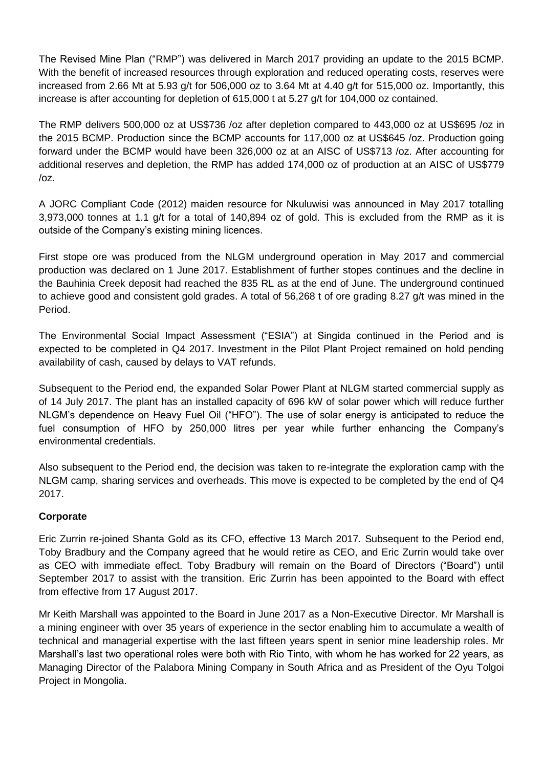The Revised Mine Plan ("RMP") was delivered in March 2017 providing an update to the 2015 BCMP. With the benefit of increased resources through exploration and reduced operating costs, reserves were increased from 2.66 Mt at 5.93 g/t for 506,000 oz to 3.64 Mt at 4.40 g/t for 515,000 oz. Importantly, this increase is after accounting for depletion of 615,000 t at 5.27 g/t for 104,000 oz contained.

The RMP delivers 500,000 oz at US$736 /oz after depletion compared to 443,000 oz at US$695 /oz in the 2015 BCMP. Production since the BCMP accounts for 117,000 oz at US$645 /oz. Production going forward under the BCMP would have been 326,000 oz at an AISC of US$713 /oz. After accounting for additional reserves and depletion, the RMP has added 174,000 oz of production at an AISC of US$779 /oz.

A JORC Compliant Code (2012) maiden resource for Nkuluwisi was announced in May 2017 totalling 3,973,000 tonnes at 1.1 g/t for a total of 140,894 oz of gold. This is excluded from the RMP as it is outside of the Company's existing mining licences.

First stope ore was produced from the NLGM underground operation in May 2017 and commercial production was declared on 1 June 2017. Establishment of further stopes continues and the decline in the Bauhinia Creek deposit had reached the 835 RL as at the end of June. The underground continued to achieve good and consistent gold grades. A total of 56,268 t of ore grading 8.27 g/t was mined in the Period.

The Environmental Social Impact Assessment ("ESIA") at Singida continued in the Period and is expected to be completed in Q4 2017. Investment in the Pilot Plant Project remained on hold pending availability of cash, caused by delays to VAT refunds.

Subsequent to the Period end, the expanded Solar Power Plant at NLGM started commercial supply as of 14 July 2017. The plant has an installed capacity of 696 kW of solar power which will reduce further NLGM's dependence on Heavy Fuel Oil ("HFO"). The use of solar energy is anticipated to reduce the fuel consumption of HFO by 250,000 litres per year while further enhancing the Company's environmental credentials.

Also subsequent to the Period end, the decision was taken to re-integrate the exploration camp with the NLGM camp, sharing services and overheads. This move is expected to be completed by the end of Q4 2017.

**Corporate**

Eric Zurrin re-joined Shanta Gold as its CFO, effective 13 March 2017. Subsequent to the Period end, Toby Bradbury and the Company agreed that he would retire as CEO, and Eric Zurrin would take over as CEO with immediate effect. Toby Bradbury will remain on the Board of Directors ("Board") until September 2017 to assist with the transition. Eric Zurrin has been appointed to the Board with effect from effective from 17 August 2017.

Mr Keith Marshall was appointed to the Board in June 2017 as a Non-Executive Director. Mr Marshall is a mining engineer with over 35 years of experience in the sector enabling him to accumulate a wealth of technical and managerial expertise with the last fifteen years spent in senior mine leadership roles. Mr Marshall's last two operational roles were both with Rio Tinto, with whom he has worked for 22 years, as Managing Director of the Palabora Mining Company in South Africa and as President of the Oyu Tolgoi Project in Mongolia.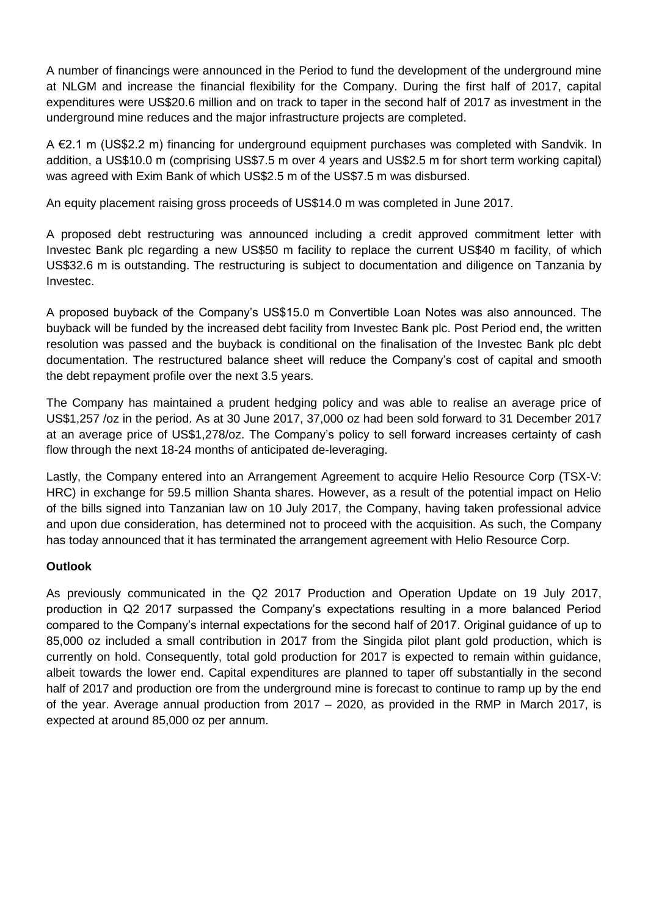A number of financings were announced in the Period to fund the development of the underground mine at NLGM and increase the financial flexibility for the Company. During the first half of 2017, capital expenditures were US$20.6 million and on track to taper in the second half of 2017 as investment in the underground mine reduces and the major infrastructure projects are completed.

A €2.1 m (US$2.2 m) financing for underground equipment purchases was completed with Sandvik. In addition, a US$10.0 m (comprising US$7.5 m over 4 years and US$2.5 m for short term working capital) was agreed with Exim Bank of which US$2.5 m of the US$7.5 m was disbursed.

An equity placement raising gross proceeds of US$14.0 m was completed in June 2017.

A proposed debt restructuring was announced including a credit approved commitment letter with Investec Bank plc regarding a new US$50 m facility to replace the current US$40 m facility, of which US$32.6 m is outstanding. The restructuring is subject to documentation and diligence on Tanzania by Investec.

A proposed buyback of the Company's US$15.0 m Convertible Loan Notes was also announced. The buyback will be funded by the increased debt facility from Investec Bank plc. Post Period end, the written resolution was passed and the buyback is conditional on the finalisation of the Investec Bank plc debt documentation. The restructured balance sheet will reduce the Company's cost of capital and smooth the debt repayment profile over the next 3.5 years.

The Company has maintained a prudent hedging policy and was able to realise an average price of US$1,257 /oz in the period. As at 30 June 2017, 37,000 oz had been sold forward to 31 December 2017 at an average price of US$1,278/oz. The Company's policy to sell forward increases certainty of cash flow through the next 18-24 months of anticipated de-leveraging.

Lastly, the Company entered into an Arrangement Agreement to acquire Helio Resource Corp (TSX-V: HRC) in exchange for 59.5 million Shanta shares. However, as a result of the potential impact on Helio of the bills signed into Tanzanian law on 10 July 2017, the Company, having taken professional advice and upon due consideration, has determined not to proceed with the acquisition. As such, the Company has today announced that it has terminated the arrangement agreement with Helio Resource Corp.

**Outlook**

As previously communicated in the Q2 2017 Production and Operation Update on 19 July 2017, production in Q2 2017 surpassed the Company's expectations resulting in a more balanced Period compared to the Company's internal expectations for the second half of 2017. Original guidance of up to 85,000 oz included a small contribution in 2017 from the Singida pilot plant gold production, which is currently on hold. Consequently, total gold production for 2017 is expected to remain within guidance, albeit towards the lower end. Capital expenditures are planned to taper off substantially in the second half of 2017 and production ore from the underground mine is forecast to continue to ramp up by the end of the year. Average annual production from 2017 – 2020, as provided in the RMP in March 2017, is expected at around 85,000 oz per annum.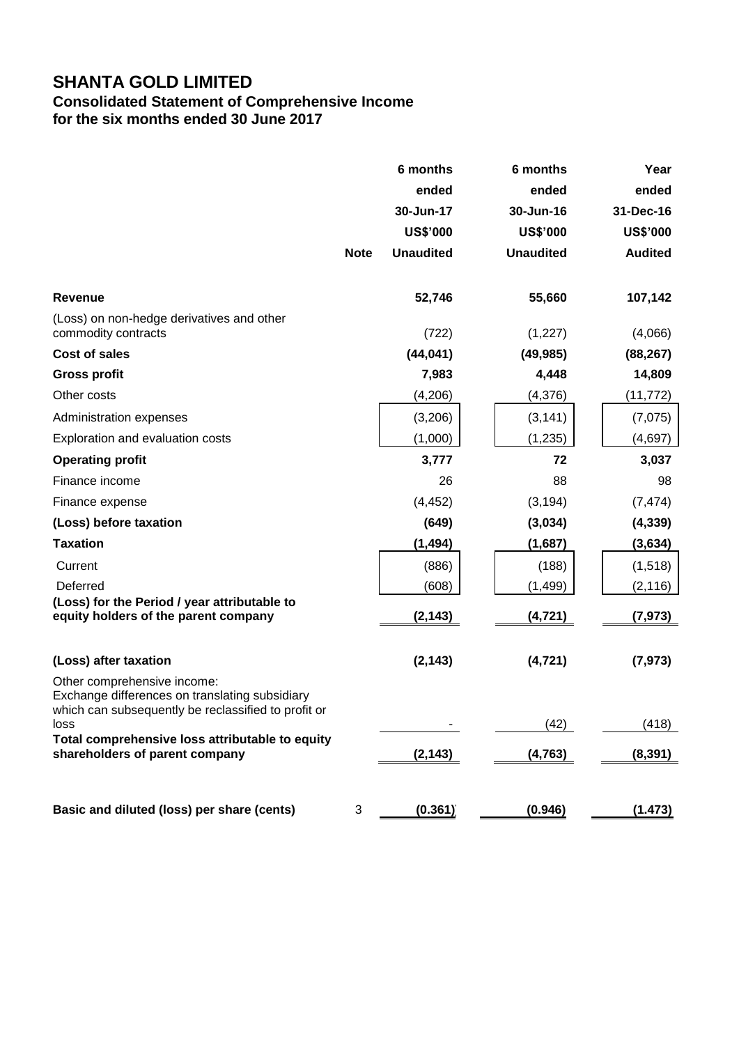# SHANTA GOLD LIMITED

## Consolidated Statement of Comprehensive Income

## for the six months ended 30 June 2017

| | Note | 6 months ended 30-Jun-17 US$'000 Unaudited | 6 months ended 30-Jun-16 US$'000 Unaudited | Year ended 31-Dec-16 US$'000 Audited |
|---|---|---|---|---|
| **Revenue** | | **52,746** | **55,660** | **107,142** |
| (Loss) on non-hedge derivatives and other commodity contracts | | (722) | (1,227) | (4,066) |
| **Cost of sales** | | **(44,041)** | **(49,985)** | **(88,267)** |
| **Gross profit** | | **7,983** | **4,448** | **14,809** |
| Other costs | | (4,206) | (4,376) | (11,772) |
| Administration expenses | | (3,206) | (3,141) | (7,075) |
| Exploration and evaluation costs | | (1,000) | (1,235) | (4,697) |
| **Operating profit** | | **3,777** | **72** | **3,037** |
| Finance income | | 26 | 88 | 98 |
| Finance expense | | (4,452) | (3,194) | (7,474) |
| **(Loss) before taxation** | | **(649)** | **(3,034)** | **(4,339)** |
| **Taxation** | | **(1,494)** | **(1,687)** | **(3,634)** |
| Current | | (886) | (188) | (1,518) |
| Deferred | | (608) | (1,499) | (2,116) |
| **(Loss) for the Period / year attributable to equity holders of the parent company** | | **(2,143)** | **(4,721)** | **(7,973)** |
| **(Loss) after taxation** | | **(2,143)** | **(4,721)** | **(7,973)** |
| Other comprehensive income: Exchange differences on translating subsidiary which can subsequently be reclassified to profit or loss | | - | (42) | (418) |
| **Total comprehensive loss attributable to equity shareholders of parent company** | | **(2,143)** | **(4,763)** | **(8,391)** |
| **Basic and diluted (loss) per share (cents)** | 3 | **(0.361)** | **(0.946)** | **(1.473)** |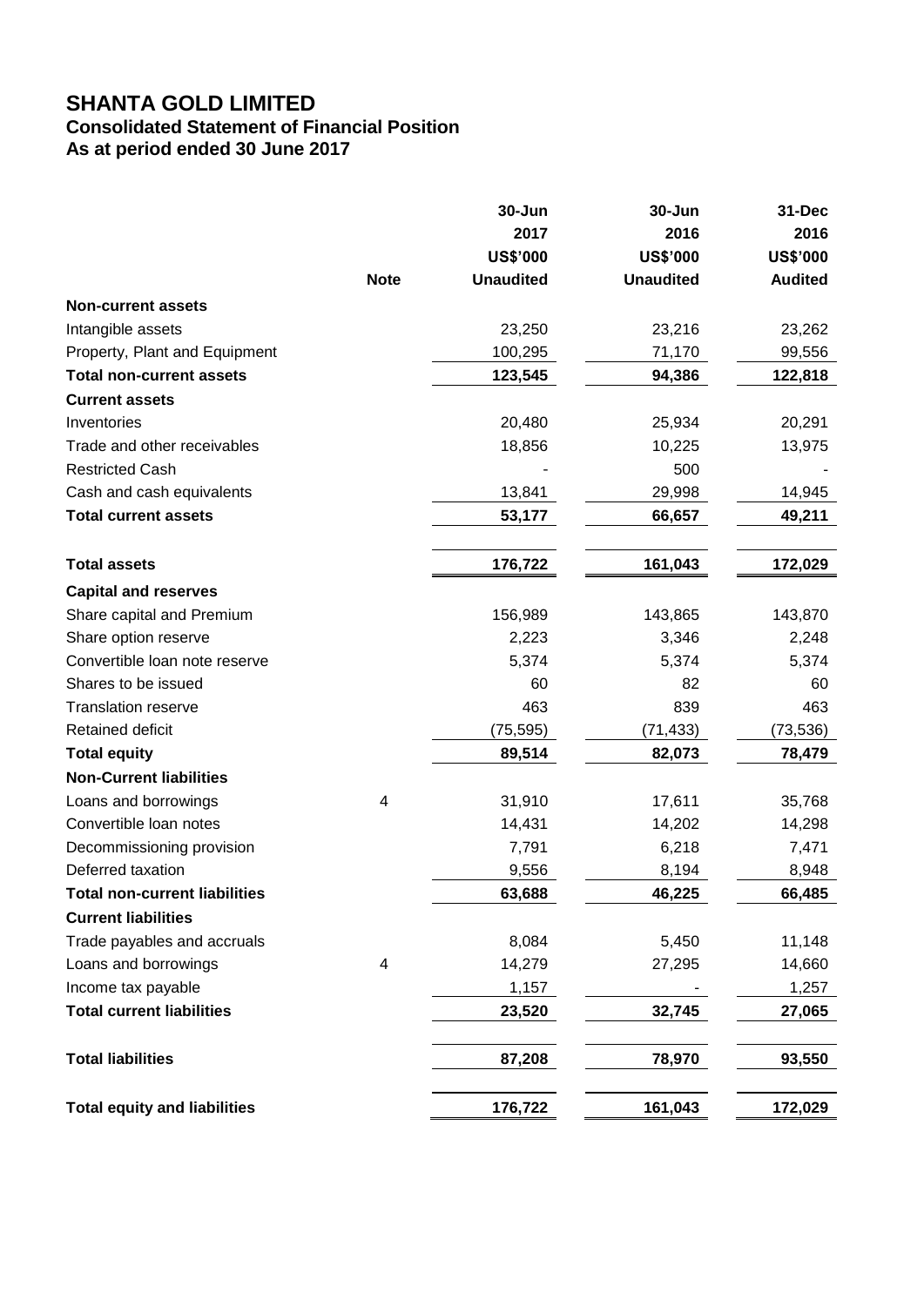# SHANTA GOLD LIMITED

## Consolidated Statement of Financial Position

## As at period ended 30 June 2017

| | Note | 30-Jun 2017 US$'000 Unaudited | 30-Jun 2016 US$'000 Unaudited | 31-Dec 2016 US$'000 Audited |
|---|---|---|---|---|
| **Non-current assets** | | | | |
| Intangible assets | | 23,250 | 23,216 | 23,262 |
| Property, Plant and Equipment | | 100,295 | 71,170 | 99,556 |
| **Total non-current assets** | | **123,545** | **94,386** | **122,818** |
| **Current assets** | | | | |
| Inventories | | 20,480 | 25,934 | 20,291 |
| Trade and other receivables | | 18,856 | 10,225 | 13,975 |
| Restricted Cash | | - | 500 | - |
| Cash and cash equivalents | | 13,841 | 29,998 | 14,945 |
| **Total current assets** | | **53,177** | **66,657** | **49,211** |
| **Total assets** | | **176,722** | **161,043** | **172,029** |
| **Capital and reserves** | | | | |
| Share capital and Premium | | 156,989 | 143,865 | 143,870 |
| Share option reserve | | 2,223 | 3,346 | 2,248 |
| Convertible loan note reserve | | 5,374 | 5,374 | 5,374 |
| Shares to be issued | | 60 | 82 | 60 |
| Translation reserve | | 463 | 839 | 463 |
| Retained deficit | | (75,595) | (71,433) | (73,536) |
| **Total equity** | | **89,514** | **82,073** | **78,479** |
| **Non-Current liabilities** | | | | |
| Loans and borrowings | 4 | 31,910 | 17,611 | 35,768 |
| Convertible loan notes | | 14,431 | 14,202 | 14,298 |
| Decommissioning provision | | 7,791 | 6,218 | 7,471 |
| Deferred taxation | | 9,556 | 8,194 | 8,948 |
| **Total non-current liabilities** | | **63,688** | **46,225** | **66,485** |
| **Current liabilities** | | | | |
| Trade payables and accruals | | 8,084 | 5,450 | 11,148 |
| Loans and borrowings | 4 | 14,279 | 27,295 | 14,660 |
| Income tax payable | | 1,157 | - | 1,257 |
| **Total current liabilities** | | **23,520** | **32,745** | **27,065** |
| **Total liabilities** | | **87,208** | **78,970** | **93,550** |
| **Total equity and liabilities** | | **176,722** | **161,043** | **172,029** |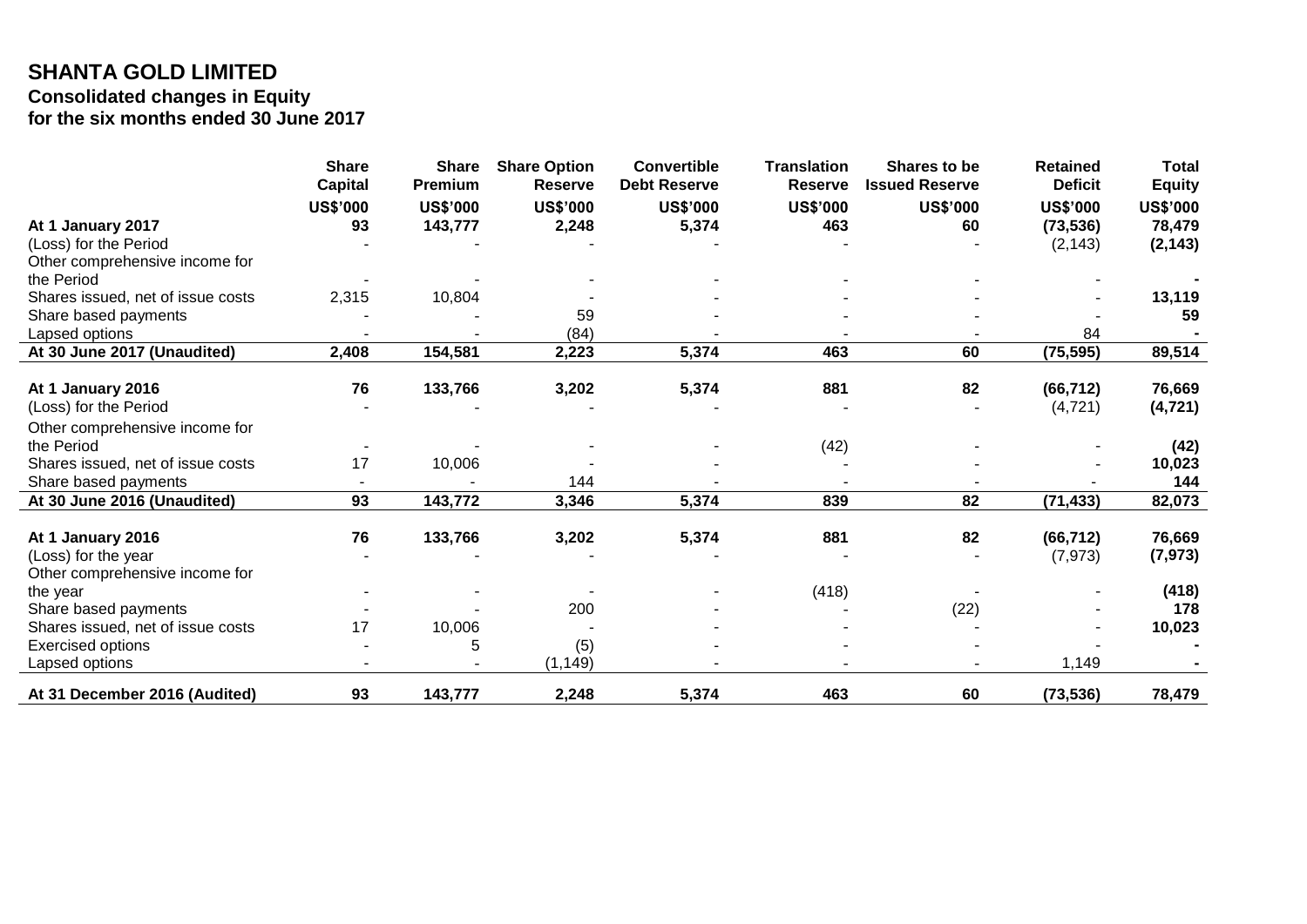# SHANTA GOLD LIMITED

## Consolidated changes in Equity

### for the six months ended 30 June 2017

| | Share Capital | Share Premium | Share Option Reserve | Convertible Debt Reserve | Translation Reserve | Shares to be Issued Reserve | Retained Deficit | Total Equity |
|---|---|---|---|---|---|---|---|---|
| | US$'000 | US$'000 | US$'000 | US$'000 | US$'000 | US$'000 | US$'000 | US$'000 |
| **At 1 January 2017** | **93** | **143,777** | **2,248** | **5,374** | **463** | **60** | **(73,536)** | **78,479** |
| (Loss) for the Period | - | - | - | - | - | - | (2,143) | **(2,143)** |
| Other comprehensive income for the Period | - | - | - | - | - | - | - | **-** |
| Shares issued, net of issue costs | 2,315 | 10,804 | - | - | - | - | - | **13,119** |
| Share based payments | - | - | 59 | - | - | - | - | **59** |
| Lapsed options | - | - | (84) | - | - | - | 84 | **-** |
| **At 30 June 2017 (Unaudited)** | **2,408** | **154,581** | **2,223** | **5,374** | **463** | **60** | **(75,595)** | **89,514** |
| | | | | | | | | |
| **At 1 January 2016** | **76** | **133,766** | **3,202** | **5,374** | **881** | **82** | **(66,712)** | **76,669** |
| (Loss) for the Period | - | - | - | - | - | - | (4,721) | **(4,721)** |
| Other comprehensive income for the Period | - | - | - | - | (42) | - | - | **(42)** |
| Shares issued, net of issue costs | 17 | 10,006 | - | - | - | - | - | **10,023** |
| Share based payments | - | - | 144 | - | - | - | - | **144** |
| **At 30 June 2016 (Unaudited)** | **93** | **143,772** | **3,346** | **5,374** | **839** | **82** | **(71,433)** | **82,073** |
| | | | | | | | | |
| **At 1 January 2016** | **76** | **133,766** | **3,202** | **5,374** | **881** | **82** | **(66,712)** | **76,669** |
| (Loss) for the year | - | - | - | - | - | - | (7,973) | **(7,973)** |
| Other comprehensive income for the year | - | - | - | - | (418) | - | - | **(418)** |
| Share based payments | - | - | 200 | - | - | (22) | - | **178** |
| Shares issued, net of issue costs | 17 | 10,006 | - | - | - | - | - | **10,023** |
| Exercised options | - | 5 | (5) | - | - | - | - | **-** |
| Lapsed options | - | - | (1,149) | - | - | - | 1,149 | **-** |
| **At 31 December 2016 (Audited)** | **93** | **143,777** | **2,248** | **5,374** | **463** | **60** | **(73,536)** | **78,479** |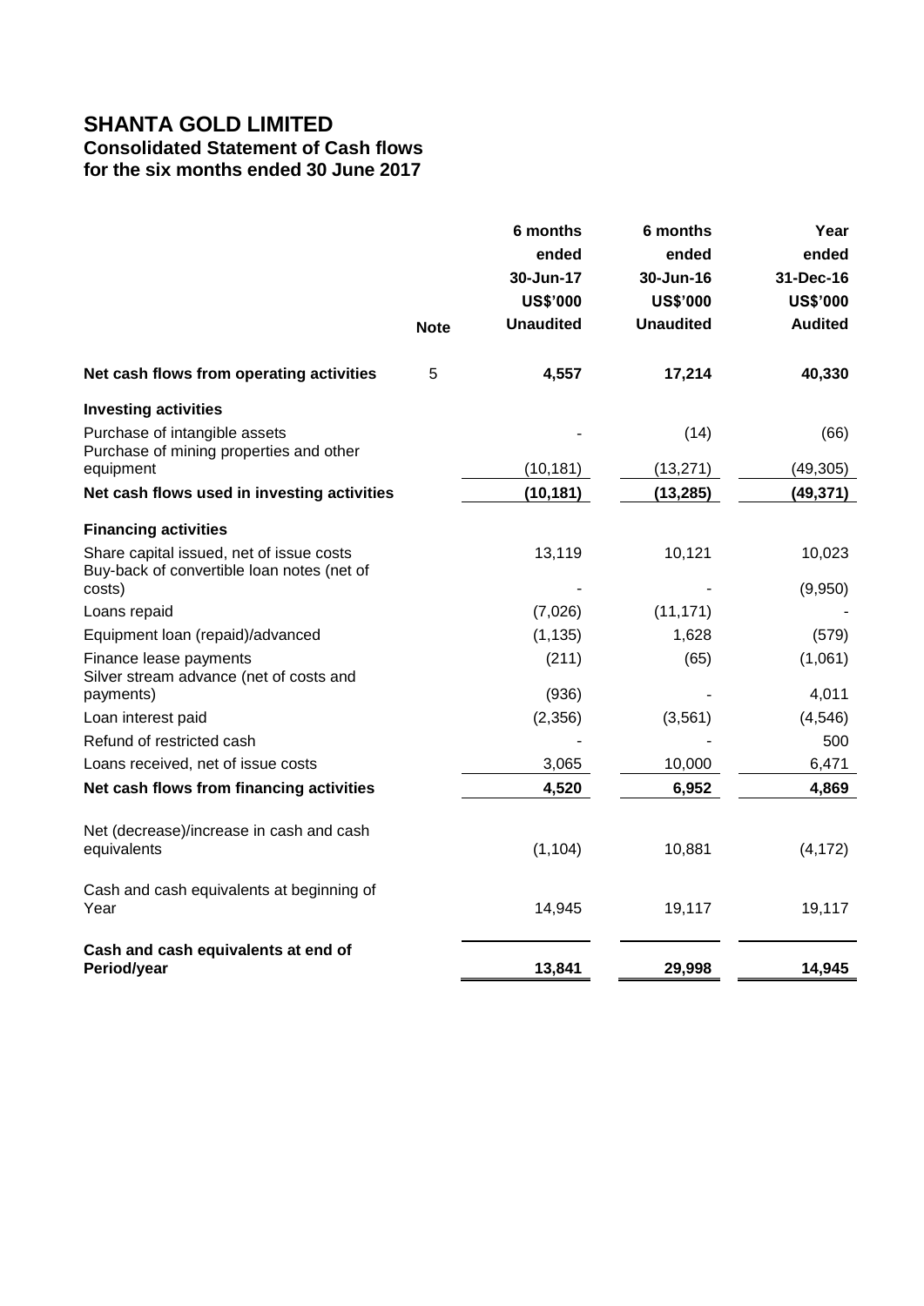# SHANTA GOLD LIMITED

## Consolidated Statement of Cash flows

## for the six months ended 30 June 2017

| | Note | 6 months ended 30-Jun-17 US$'000 Unaudited | 6 months ended 30-Jun-16 US$'000 Unaudited | Year ended 31-Dec-16 US$'000 Audited |
|---|---|---|---|---|
| **Net cash flows from operating activities** | 5 | **4,557** | **17,214** | **40,330** |
| **Investing activities** | | | | |
| Purchase of intangible assets | | - | (14) | (66) |
| Purchase of mining properties and other equipment | | (10,181) | (13,271) | (49,305) |
| **Net cash flows used in investing activities** | | **(10,181)** | **(13,285)** | **(49,371)** |
| **Financing activities** | | | | |
| Share capital issued, net of issue costs | | 13,119 | 10,121 | 10,023 |
| Buy-back of convertible loan notes (net of costs) | | - | - | (9,950) |
| Loans repaid | | (7,026) | (11,171) | - |
| Equipment loan (repaid)/advanced | | (1,135) | 1,628 | (579) |
| Finance lease payments | | (211) | (65) | (1,061) |
| Silver stream advance (net of costs and payments) | | (936) | - | 4,011 |
| Loan interest paid | | (2,356) | (3,561) | (4,546) |
| Refund of restricted cash | | - | - | 500 |
| Loans received, net of issue costs | | 3,065 | 10,000 | 6,471 |
| **Net cash flows from financing activities** | | **4,520** | **6,952** | **4,869** |
| Net (decrease)/increase in cash and cash equivalents | | (1,104) | 10,881 | (4,172) |
| Cash and cash equivalents at beginning of Year | | 14,945 | 19,117 | 19,117 |
| **Cash and cash equivalents at end of Period/year** | | **13,841** | **29,998** | **14,945** |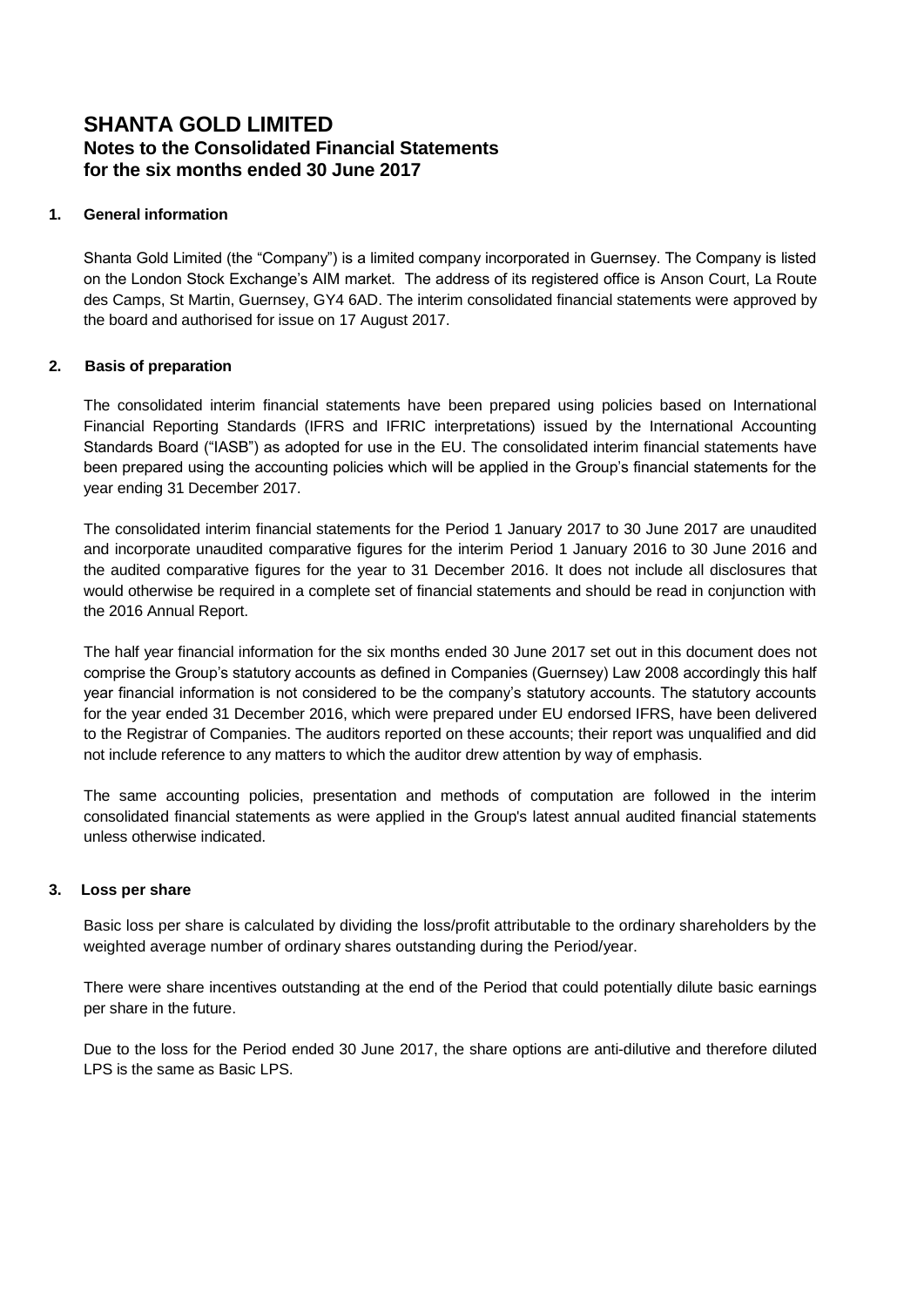# SHANTA GOLD LIMITED

## Notes to the Consolidated Financial Statements for the six months ended 30 June 2017

### 1. General information

Shanta Gold Limited (the "Company") is a limited company incorporated in Guernsey. The Company is listed on the London Stock Exchange's AIM market. The address of its registered office is Anson Court, La Route des Camps, St Martin, Guernsey, GY4 6AD. The interim consolidated financial statements were approved by the board and authorised for issue on 17 August 2017.

### 2. Basis of preparation

The consolidated interim financial statements have been prepared using policies based on International Financial Reporting Standards (IFRS and IFRIC interpretations) issued by the International Accounting Standards Board ("IASB") as adopted for use in the EU. The consolidated interim financial statements have been prepared using the accounting policies which will be applied in the Group's financial statements for the year ending 31 December 2017.

The consolidated interim financial statements for the Period 1 January 2017 to 30 June 2017 are unaudited and incorporate unaudited comparative figures for the interim Period 1 January 2016 to 30 June 2016 and the audited comparative figures for the year to 31 December 2016. It does not include all disclosures that would otherwise be required in a complete set of financial statements and should be read in conjunction with the 2016 Annual Report.

The half year financial information for the six months ended 30 June 2017 set out in this document does not comprise the Group's statutory accounts as defined in Companies (Guernsey) Law 2008 accordingly this half year financial information is not considered to be the company's statutory accounts. The statutory accounts for the year ended 31 December 2016, which were prepared under EU endorsed IFRS, have been delivered to the Registrar of Companies. The auditors reported on these accounts; their report was unqualified and did not include reference to any matters to which the auditor drew attention by way of emphasis.

The same accounting policies, presentation and methods of computation are followed in the interim consolidated financial statements as were applied in the Group's latest annual audited financial statements unless otherwise indicated.

### 3. Loss per share

Basic loss per share is calculated by dividing the loss/profit attributable to the ordinary shareholders by the weighted average number of ordinary shares outstanding during the Period/year.

There were share incentives outstanding at the end of the Period that could potentially dilute basic earnings per share in the future.

Due to the loss for the Period ended 30 June 2017, the share options are anti-dilutive and therefore diluted LPS is the same as Basic LPS.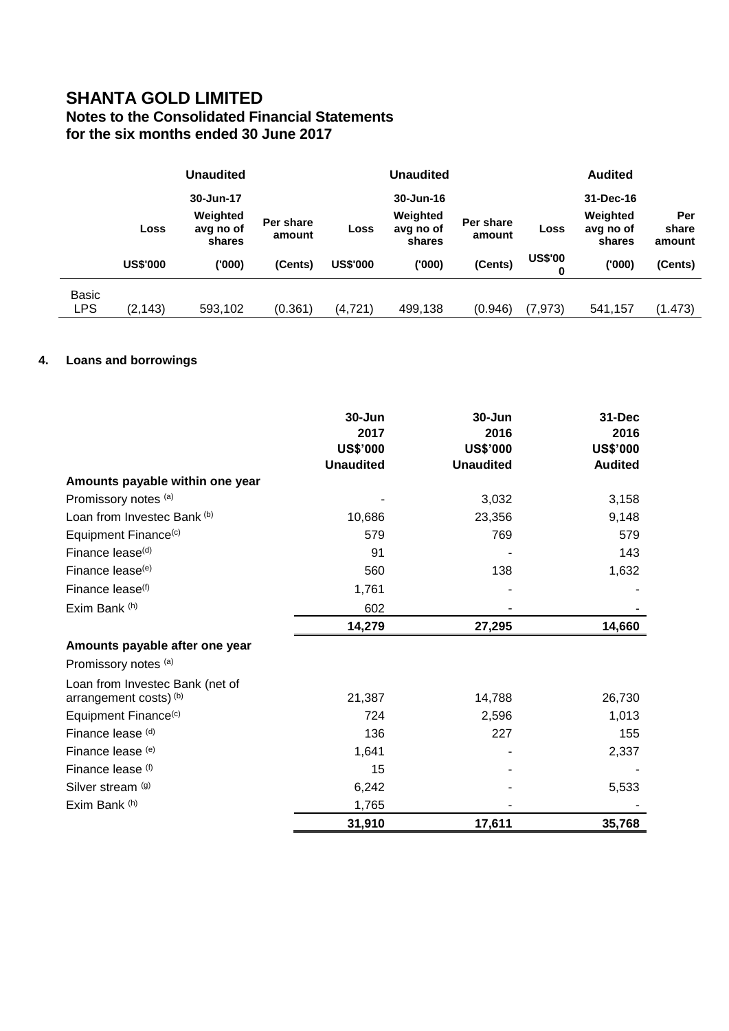# SHANTA GOLD LIMITED

## Notes to the Consolidated Financial Statements for the six months ended 30 June 2017

| | Unaudited | | | Unaudited | | | Audited | | |
|---|---|---|---|---|---|---|---|---|---|
| | | 30-Jun-17 | | | 30-Jun-16 | | | 31-Dec-16 | |
| | Loss | Weighted avg no of shares | Per share amount | Loss | Weighted avg no of shares | Per share amount | Loss | Weighted avg no of shares | Per share amount |
| | US$'000 | ('000) | (Cents) | US$'000 | ('000) | (Cents) | US$'000 | ('000) | (Cents) |
| Basic LPS | (2,143) | 593,102 | (0.361) | (4,721) | 499,138 | (0.946) | (7,973) | 541,157 | (1.473) |

### 4. Loans and borrowings

| | 30-Jun 2017 US$'000 Unaudited | 30-Jun 2016 US$'000 Unaudited | 31-Dec 2016 US$'000 Audited |
|---|---|---|---|
| **Amounts payable within one year** | | | |
| Promissory notes [a] | - | 3,032 | 3,158 |
| Loan from Investec Bank [b] | 10,686 | 23,356 | 9,148 |
| Equipment Finance[c] | 579 | 769 | 579 |
| Finance lease[d] | 91 | - | 143 |
| Finance lease[e] | 560 | 138 | 1,632 |
| Finance lease[f] | 1,761 | - | - |
| Exim Bank [h] | 602 | - | - |
| | **14,279** | **27,295** | **14,660** |
| **Amounts payable after one year** | | | |
| Promissory notes [a] | | | |
| Loan from Investec Bank (net of arrangement costs) [b] | 21,387 | 14,788 | 26,730 |
| Equipment Finance[c] | 724 | 2,596 | 1,013 |
| Finance lease [d] | 136 | 227 | 155 |
| Finance lease [e] | 1,641 | - | 2,337 |
| Finance lease [f] | 15 | - | - |
| Silver stream [g] | 6,242 | - | 5,533 |
| Exim Bank [h] | 1,765 | - | - |
| | **31,910** | **17,611** | **35,768** |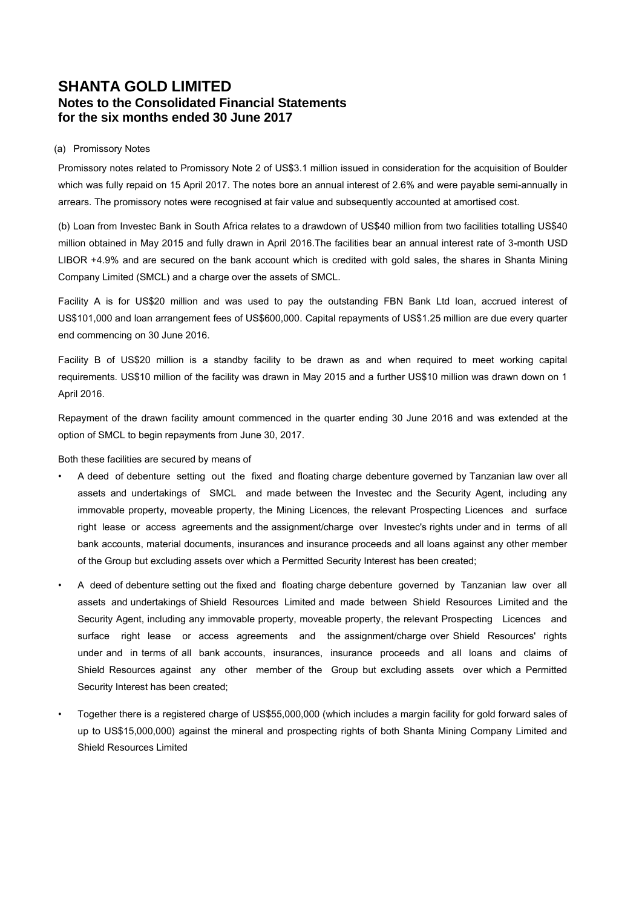# SHANTA GOLD LIMITED

## Notes to the Consolidated Financial Statements for the six months ended 30 June 2017

(a) Promissory Notes

Promissory notes related to Promissory Note 2 of US$3.1 million issued in consideration for the acquisition of Boulder which was fully repaid on 15 April 2017. The notes bore an annual interest of 2.6% and were payable semi-annually in arrears. The promissory notes were recognised at fair value and subsequently accounted at amortised cost.

(b) Loan from Investec Bank in South Africa relates to a drawdown of US$40 million from two facilities totalling US$40 million obtained in May 2015 and fully drawn in April 2016.The facilities bear an annual interest rate of 3-month USD LIBOR +4.9% and are secured on the bank account which is credited with gold sales, the shares in Shanta Mining Company Limited (SMCL) and a charge over the assets of SMCL.

Facility A is for US$20 million and was used to pay the outstanding FBN Bank Ltd loan, accrued interest of US$101,000 and loan arrangement fees of US$600,000. Capital repayments of US$1.25 million are due every quarter end commencing on 30 June 2016.

Facility B of US$20 million is a standby facility to be drawn as and when required to meet working capital requirements. US$10 million of the facility was drawn in May 2015 and a further US$10 million was drawn down on 1 April 2016.

Repayment of the drawn facility amount commenced in the quarter ending 30 June 2016 and was extended at the option of SMCL to begin repayments from June 30, 2017.

Both these facilities are secured by means of

- A deed of debenture setting out the fixed and floating charge debenture governed by Tanzanian law over all assets and undertakings of SMCL and made between the Investec and the Security Agent, including any immovable property, moveable property, the Mining Licences, the relevant Prospecting Licences and surface right lease or access agreements and the assignment/charge over Investec's rights under and in terms of all bank accounts, material documents, insurances and insurance proceeds and all loans against any other member of the Group but excluding assets over which a Permitted Security Interest has been created;
- A deed of debenture setting out the fixed and floating charge debenture governed by Tanzanian law over all assets and undertakings of Shield Resources Limited and made between Shield Resources Limited and the Security Agent, including any immovable property, moveable property, the relevant Prospecting Licences and surface right lease or access agreements and the assignment/charge over Shield Resources' rights under and in terms of all bank accounts, insurances, insurance proceeds and all loans and claims of Shield Resources against any other member of the Group but excluding assets over which a Permitted Security Interest has been created;
- Together there is a registered charge of US$55,000,000 (which includes a margin facility for gold forward sales of up to US$15,000,000) against the mineral and prospecting rights of both Shanta Mining Company Limited and Shield Resources Limited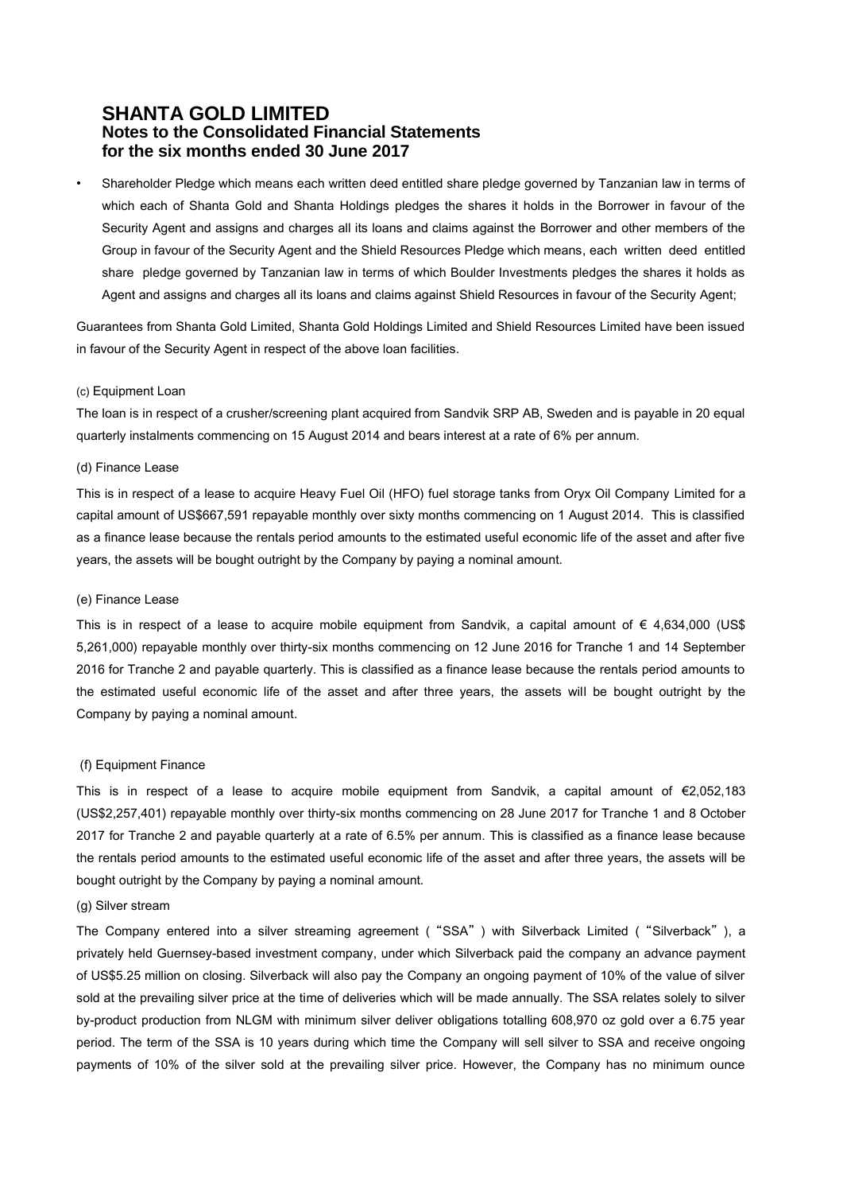- Shareholder Pledge which means each written deed entitled share pledge governed by Tanzanian law in terms of which each of Shanta Gold and Shanta Holdings pledges the shares it holds in the Borrower in favour of the Security Agent and assigns and charges all its loans and claims against the Borrower and other members of the Group in favour of the Security Agent and the Shield Resources Pledge which means, each written deed entitled share pledge governed by Tanzanian law in terms of which Boulder Investments pledges the shares it holds as Agent and assigns and charges all its loans and claims against Shield Resources in favour of the Security Agent;

Guarantees from Shanta Gold Limited, Shanta Gold Holdings Limited and Shield Resources Limited have been issued in favour of the Security Agent in respect of the above loan facilities.

(c) Equipment Loan

The loan is in respect of a crusher/screening plant acquired from Sandvik SRP AB, Sweden and is payable in 20 equal quarterly instalments commencing on 15 August 2014 and bears interest at a rate of 6% per annum.

(d) Finance Lease

This is in respect of a lease to acquire Heavy Fuel Oil (HFO) fuel storage tanks from Oryx Oil Company Limited for a capital amount of US$667,591 repayable monthly over sixty months commencing on 1 August 2014. This is classified as a finance lease because the rentals period amounts to the estimated useful economic life of the asset and after five years, the assets will be bought outright by the Company by paying a nominal amount.

(e) Finance Lease

This is in respect of a lease to acquire mobile equipment from Sandvik, a capital amount of € 4,634,000 (US$ 5,261,000) repayable monthly over thirty-six months commencing on 12 June 2016 for Tranche 1 and 14 September 2016 for Tranche 2 and payable quarterly. This is classified as a finance lease because the rentals period amounts to the estimated useful economic life of the asset and after three years, the assets will be bought outright by the Company by paying a nominal amount.

(f) Equipment Finance

This is in respect of a lease to acquire mobile equipment from Sandvik, a capital amount of €2,052,183 (US$2,257,401) repayable monthly over thirty-six months commencing on 28 June 2017 for Tranche 1 and 8 October 2017 for Tranche 2 and payable quarterly at a rate of 6.5% per annum. This is classified as a finance lease because the rentals period amounts to the estimated useful economic life of the asset and after three years, the assets will be bought outright by the Company by paying a nominal amount.

(g) Silver stream

The Company entered into a silver streaming agreement ("SSA") with Silverback Limited ("Silverback"), a privately held Guernsey-based investment company, under which Silverback paid the company an advance payment of US$5.25 million on closing. Silverback will also pay the Company an ongoing payment of 10% of the value of silver sold at the prevailing silver price at the time of deliveries which will be made annually. The SSA relates solely to silver by-product production from NLGM with minimum silver deliver obligations totalling 608,970 oz gold over a 6.75 year period. The term of the SSA is 10 years during which time the Company will sell silver to SSA and receive ongoing payments of 10% of the silver sold at the prevailing silver price. However, the Company has no minimum ounce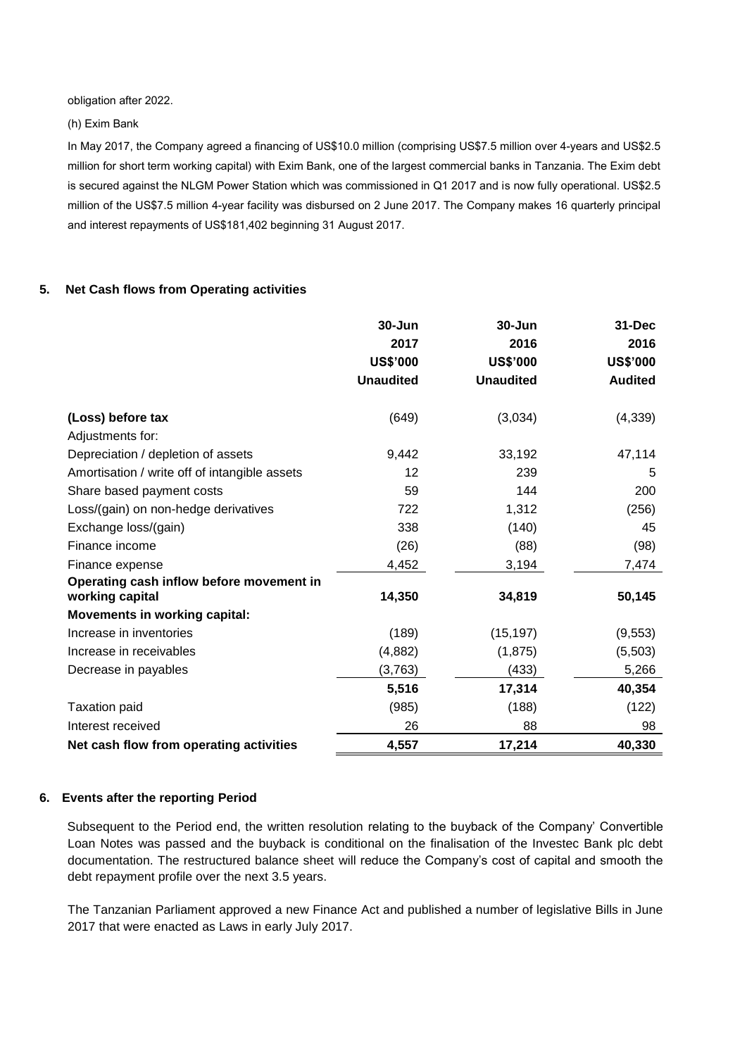obligation after 2022.

(h) Exim Bank

In May 2017, the Company agreed a financing of US$10.0 million (comprising US$7.5 million over 4-years and US$2.5 million for short term working capital) with Exim Bank, one of the largest commercial banks in Tanzania. The Exim debt is secured against the NLGM Power Station which was commissioned in Q1 2017 and is now fully operational. US$2.5 million of the US$7.5 million 4-year facility was disbursed on 2 June 2017. The Company makes 16 quarterly principal and interest repayments of US$181,402 beginning 31 August 2017.

## 5. Net Cash flows from Operating activities

| | 30-Jun 2017 US$'000 Unaudited | 30-Jun 2016 US$'000 Unaudited | 31-Dec 2016 US$'000 Audited |
|---|---|---|---|
| **(Loss) before tax** | (649) | (3,034) | (4,339) |
| Adjustments for: | | | |
| Depreciation / depletion of assets | 9,442 | 33,192 | 47,114 |
| Amortisation / write off of intangible assets | 12 | 239 | 5 |
| Share based payment costs | 59 | 144 | 200 |
| Loss/(gain) on non-hedge derivatives | 722 | 1,312 | (256) |
| Exchange loss/(gain) | 338 | (140) | 45 |
| Finance income | (26) | (88) | (98) |
| Finance expense | 4,452 | 3,194 | 7,474 |
| **Operating cash inflow before movement in working capital** | **14,350** | **34,819** | **50,145** |
| **Movements in working capital:** | | | |
| Increase in inventories | (189) | (15,197) | (9,553) |
| Increase in receivables | (4,882) | (1,875) | (5,503) |
| Decrease in payables | (3,763) | (433) | 5,266 |
| | **5,516** | **17,314** | **40,354** |
| Taxation paid | (985) | (188) | (122) |
| Interest received | 26 | 88 | 98 |
| **Net cash flow from operating activities** | **4,557** | **17,214** | **40,330** |

## 6. Events after the reporting Period

Subsequent to the Period end, the written resolution relating to the buyback of the Company' Convertible Loan Notes was passed and the buyback is conditional on the finalisation of the Investec Bank plc debt documentation. The restructured balance sheet will reduce the Company's cost of capital and smooth the debt repayment profile over the next 3.5 years.

The Tanzanian Parliament approved a new Finance Act and published a number of legislative Bills in June 2017 that were enacted as Laws in early July 2017.